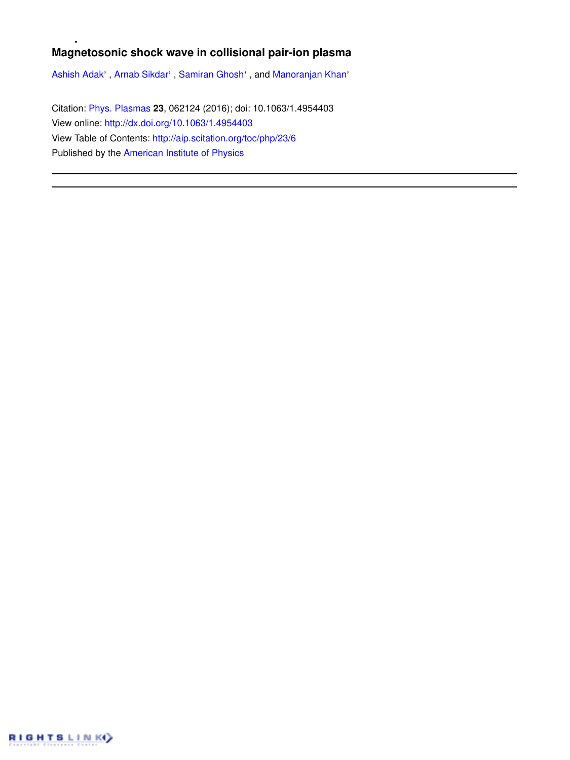# Magnetosonic shock wave in collisional pair-ion plasma

Ashish Adak, Arnab Sikdar, Samiran Ghosh, and Manoranjan Khan

Citation: Phys. Plasmas **23**, 062124 (2016); doi: 10.1063/1.4954403

View online: http://dx.doi.org/10.1063/1.4954403

View Table of Contents: http://aip.scitation.org/toc/php/23/6

Published by the American Institute of Physics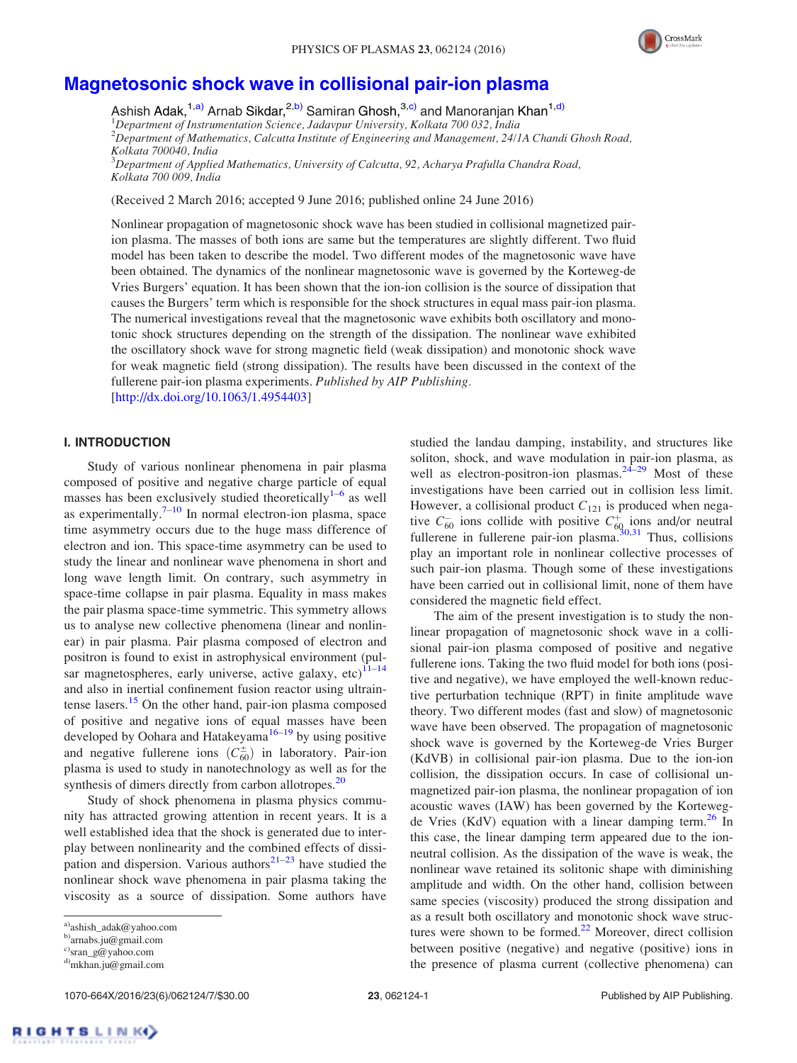# Magnetosonic shock wave in collisional pair-ion plasma

Ashish Adak,[1,a)] Arnab Sikdar,[2,b)] Samiran Ghosh,[3,c)] and Manoranjan Khan[1,d)]

[1]*Department of Instrumentation Science, Jadavpur University, Kolkata 700 032, India*
[2]*Department of Mathematics, Calcutta Institute of Engineering and Management, 24/1A Chandi Ghosh Road, Kolkata 700040, India*
[3]*Department of Applied Mathematics, University of Calcutta, 92, Acharya Prafulla Chandra Road, Kolkata 700 009, India*

(Received 2 March 2016; accepted 9 June 2016; published online 24 June 2016)

Nonlinear propagation of magnetosonic shock wave has been studied in collisional magnetized pair-ion plasma. The masses of both ions are same but the temperatures are slightly different. Two fluid model has been taken to describe the model. Two different modes of the magnetosonic wave have been obtained. The dynamics of the nonlinear magnetosonic wave is governed by the Korteweg-de Vries Burgers' equation. It has been shown that the ion-ion collision is the source of dissipation that causes the Burgers' term which is responsible for the shock structures in equal mass pair-ion plasma. The numerical investigations reveal that the magnetosonic wave exhibits both oscillatory and monotonic shock structures depending on the strength of the dissipation. The nonlinear wave exhibited the oscillatory shock wave for strong magnetic field (weak dissipation) and monotonic shock wave for weak magnetic field (strong dissipation). The results have been discussed in the context of the fullerene pair-ion plasma experiments. *Published by AIP Publishing.* [http://dx.doi.org/10.1063/1.4954403]

## I. INTRODUCTION

Study of various nonlinear phenomena in pair plasma composed of positive and negative charge particle of equal masses has been exclusively studied theoretically[1–6] as well as experimentally.[7–10] In normal electron-ion plasma, space time asymmetry occurs due to the huge mass difference of electron and ion. This space-time asymmetry can be used to study the linear and nonlinear wave phenomena in short and long wave length limit. On contrary, such asymmetry in space-time collapse in pair plasma. Equality in mass makes the pair plasma space-time symmetric. This symmetry allows us to analyse new collective phenomena (linear and nonlinear) in pair plasma. Pair plasma composed of electron and positron is found to exist in astrophysical environment (pulsar magnetospheres, early universe, active galaxy, etc)[11–14] and also in inertial confinement fusion reactor using ultraintense lasers.[15] On the other hand, pair-ion plasma composed of positive and negative ions of equal masses have been developed by Oohara and Hatakeyama[16–19] by using positive and negative fullerene ions ($C_{60}^{\pm}$) in laboratory. Pair-ion plasma is used to study in nanotechnology as well as for the synthesis of dimers directly from carbon allotropes.[20]

Study of shock phenomena in plasma physics community has attracted growing attention in recent years. It is a well established idea that the shock is generated due to interplay between nonlinearity and the combined effects of dissipation and dispersion. Various authors[21–23] have studied the nonlinear shock wave phenomena in pair plasma taking the viscosity as a source of dissipation. Some authors have studied the landau damping, instability, and structures like soliton, shock, and wave modulation in pair-ion plasma, as well as electron-positron-ion plasmas.[24–29] Most of these investigations have been carried out in collision less limit. However, a collisional product $C_{121}$ is produced when negative $C_{60}^{-}$ ions collide with positive $C_{60}^{+}$ ions and/or neutral fullerene in fullerene pair-ion plasma.[30,31] Thus, collisions play an important role in nonlinear collective processes of such pair-ion plasma. Though some of these investigations have been carried out in collisional limit, none of them have considered the magnetic field effect.

The aim of the present investigation is to study the nonlinear propagation of magnetosonic shock wave in a collisional pair-ion plasma composed of positive and negative fullerene ions. Taking the two fluid model for both ions (positive and negative), we have employed the well-known reductive perturbation technique (RPT) in finite amplitude wave theory. Two different modes (fast and slow) of magnetosonic wave have been observed. The propagation of magnetosonic shock wave is governed by the Korteweg-de Vries Burger (KdVB) in collisional pair-ion plasma. Due to the ion-ion collision, the dissipation occurs. In case of collisional unmagnetized pair-ion plasma, the nonlinear propagation of ion acoustic waves (IAW) has been governed by the Korteweg-de Vries (KdV) equation with a linear damping term.[26] In this case, the linear damping term appeared due to the ion-neutral collision. As the dissipation of the wave is weak, the nonlinear wave retained its solitonic shape with diminishing amplitude and width. On the other hand, collision between same species (viscosity) produced the strong dissipation and as a result both oscillatory and monotonic shock wave structures were shown to be formed.[22] Moreover, direct collision between positive (negative) and negative (positive) ions in the presence of plasma current (collective phenomena) can

[a)]ashish_adak@yahoo.com
[b)]arnabs.ju@gmail.com
[c)]sran_g@yahoo.com
[d)]mkhan.ju@gmail.com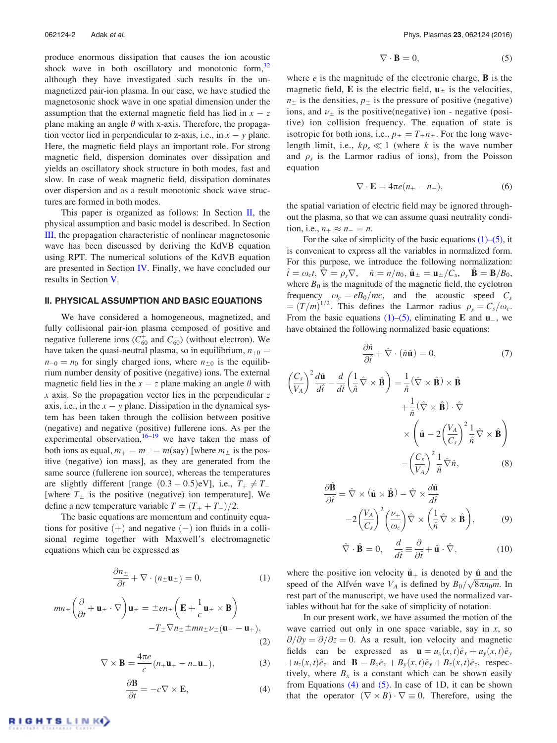produce enormous dissipation that causes the ion acoustic shock wave in both oscillatory and monotonic form,[32] although they have investigated such results in the un-magnetized pair-ion plasma. In our case, we have studied the magnetosonic shock wave in one spatial dimension under the assumption that the external magnetic field has lied in $x-z$ plane making an angle $\theta$ with x-axis. Therefore, the propagation vector lied in perpendicular to z-axis, i.e., in $x-y$ plane. Here, the magnetic field plays an important role. For strong magnetic field, dispersion dominates over dissipation and yields an oscillatory shock structure in both modes, fast and slow. In case of weak magnetic field, dissipation dominates over dispersion and as a result monotonic shock wave structures are formed in both modes.

This paper is organized as follows: In Section II, the physical assumption and basic model is described. In Section III, the propagation characteristic of nonlinear magnetosonic wave has been discussed by deriving the KdVB equation using RPT. The numerical solutions of the KdVB equation are presented in Section IV. Finally, we have concluded our results in Section V.

## II. PHYSICAL ASSUMPTION AND BASIC EQUATIONS

We have considered a homogeneous, magnetized, and fully collisional pair-ion plasma composed of positive and negative fullerene ions ($C_{60}^{+}$ and $C_{60}^{-}$) (without electron). We have taken the quasi-neutral plasma, so in equilibrium, $n_{+0} = n_{-0} = n_0$ for singly charged ions, where $n_{\pm 0}$ is the equilibrium number density of positive (negative) ions. The external magnetic field lies in the $x-z$ plane making an angle $\theta$ with $x$ axis. So the propagation vector lies in the perpendicular $z$ axis, i.e., in the $x-y$ plane. Dissipation in the dynamical system has been taken through the collision between positive (negative) and negative (positive) fullerene ions. As per the experimental observation,[16–19] we have taken the mass of both ions as equal, $m_+ = m_- = m$(say) [where $m_\pm$ is the positive (negative) ion mass], as they are generated from the same source (fullerene ion source), whereas the temperatures are slightly different [range $(0.3-0.5)$eV], i.e., $T_+ \neq T_-$ [where $T_\pm$ is the positive (negative) ion temperature]. We define a new temperature variable $T = (T_+ + T_-)/2$.

The basic equations are momentum and continuity equations for positive ($+$) and negative ($-$) ion fluids in a collisional regime together with Maxwell's electromagnetic equations which can be expressed as

$$\frac{\partial n_\pm}{\partial t} + \nabla \cdot (n_\pm \mathbf{u}_\pm) = 0, \tag{1}$$

$$mn_\pm\left(\frac{\partial}{\partial t} + \mathbf{u}_\pm \cdot \nabla\right)\mathbf{u}_\pm = \pm en_\pm\left(\mathbf{E} + \frac{1}{c}\mathbf{u}_\pm \times \mathbf{B}\right) - T_\pm \nabla n_\pm \pm mn_\pm \nu_\pm (\mathbf{u}_- - \mathbf{u}_+), \tag{2}$$

$$\nabla \times \mathbf{B} = \frac{4\pi e}{c}(n_+\mathbf{u}_+ - n_-\mathbf{u}_-), \tag{3}$$

$$\frac{\partial \mathbf{B}}{\partial t} = -c\nabla \times \mathbf{E}, \tag{4}$$

$$\nabla \cdot \mathbf{B} = 0, \tag{5}$$

where $e$ is the magnitude of the electronic charge, $\mathbf{B}$ is the magnetic field, $\mathbf{E}$ is the electric field, $\mathbf{u}_\pm$ is the velocities, $n_\pm$ is the densities, $p_\pm$ is the pressure of positive (negative) ions, and $\nu_\pm$ is the positive(negative) ion - negative (positive) ion collision frequency. The equation of state is isotropic for both ions, i.e., $p_\pm = T_\pm n_\pm$. For the long wavelength limit, i.e., $k\rho_s \ll 1$ (where $k$ is the wave number and $\rho_s$ is the Larmor radius of ions), from the Poisson equation

$$\nabla \cdot \mathbf{E} = 4\pi e(n_+ - n_-), \tag{6}$$

the spatial variation of electric field may be ignored throughout the plasma, so that we can assume quasi neutrality condition, i.e., $n_+ \approx n_- = n$.

For the sake of simplicity of the basic equations (1)–(5), it is convenient to express all the variables in normalized form. For this purpose, we introduce the following normalization: $\hat{t} = \omega_c t$, $\hat{\nabla} = \rho_s \nabla$, $\hat{n} = n/n_0$, $\hat{\mathbf{u}}_\pm = \mathbf{u}_\pm/C_s$, $\hat{\mathbf{B}} = \mathbf{B}/B_0$, where $B_0$ is the magnitude of the magnetic field, the cyclotron frequency $\omega_c = eB_0/mc$, and the acoustic speed $C_s = (T/m)^{1/2}$. This defines the Larmor radius $\rho_s = C_s/\omega_c$. From the basic equations (1)–(5), eliminating $\mathbf{E}$ and $\mathbf{u}_-$, we have obtained the following normalized basic equations:

$$\frac{\partial \hat{n}}{\partial \hat{t}} + \hat{\nabla} \cdot (\hat{n}\hat{\mathbf{u}}) = 0, \tag{7}$$

$$\left(\frac{C_s}{V_A}\right)^2 \frac{d\hat{\mathbf{u}}}{d\hat{t}} - \frac{d}{d\hat{t}}\left(\frac{1}{\hat{n}}\hat{\nabla} \times \hat{\mathbf{B}}\right) = \frac{1}{\hat{n}}(\hat{\nabla} \times \hat{\mathbf{B}}) \times \hat{\mathbf{B}} + \frac{1}{\hat{n}}(\hat{\nabla} \times \hat{\mathbf{B}}) \cdot \hat{\nabla} \times \left(\hat{\mathbf{u}} - 2\left(\frac{V_A}{C_s}\right)^2 \frac{1}{\hat{n}}\hat{\nabla} \times \hat{\mathbf{B}}\right) - \left(\frac{C_s}{V_A}\right)^2 \frac{1}{\hat{n}}\hat{\nabla}\hat{n}, \tag{8}$$

$$\frac{\partial \hat{\mathbf{B}}}{\partial \hat{t}} = \hat{\nabla} \times (\hat{\mathbf{u}} \times \hat{\mathbf{B}}) - \hat{\nabla} \times \frac{d\hat{\mathbf{u}}}{d\hat{t}} - 2\left(\frac{V_A}{C_s}\right)^2 \left(\frac{\nu_+}{\omega_c}\right) \hat{\nabla} \times \left(\frac{1}{\hat{n}}\hat{\nabla} \times \hat{\mathbf{B}}\right), \tag{9}$$

$$\hat{\nabla} \cdot \hat{\mathbf{B}} = 0, \quad \frac{d}{d\hat{t}} \equiv \frac{\partial}{\partial \hat{t}} + \hat{\mathbf{u}} \cdot \hat{\nabla}, \tag{10}$$

where the positive ion velocity $\hat{\mathbf{u}}_+$ is denoted by $\hat{\mathbf{u}}$ and the speed of the Alfvén wave $V_A$ is defined by $B_0/\sqrt{8\pi n_0 m}$. In rest part of the manuscript, we have used the normalized variables without hat for the sake of simplicity of notation.

In our present work, we have assumed the motion of the wave carried out only in one space variable, say in $x$, so $\partial/\partial y = \partial/\partial z = 0$. As a result, ion velocity and magnetic fields can be expressed as $\mathbf{u} = u_x(x,t)\hat{e}_x + u_y(x,t)\hat{e}_y + u_z(x,t)\hat{e}_z$ and $\mathbf{B} = B_x\hat{e}_x + B_y(x,t)\hat{e}_y + B_z(x,t)\hat{e}_z$, respectively, where $B_x$ is a constant which can be shown easily from Equations (4) and (5). In case of 1D, it can be shown that the operator $(\nabla \times B) \cdot \nabla \equiv 0$. Therefore, using the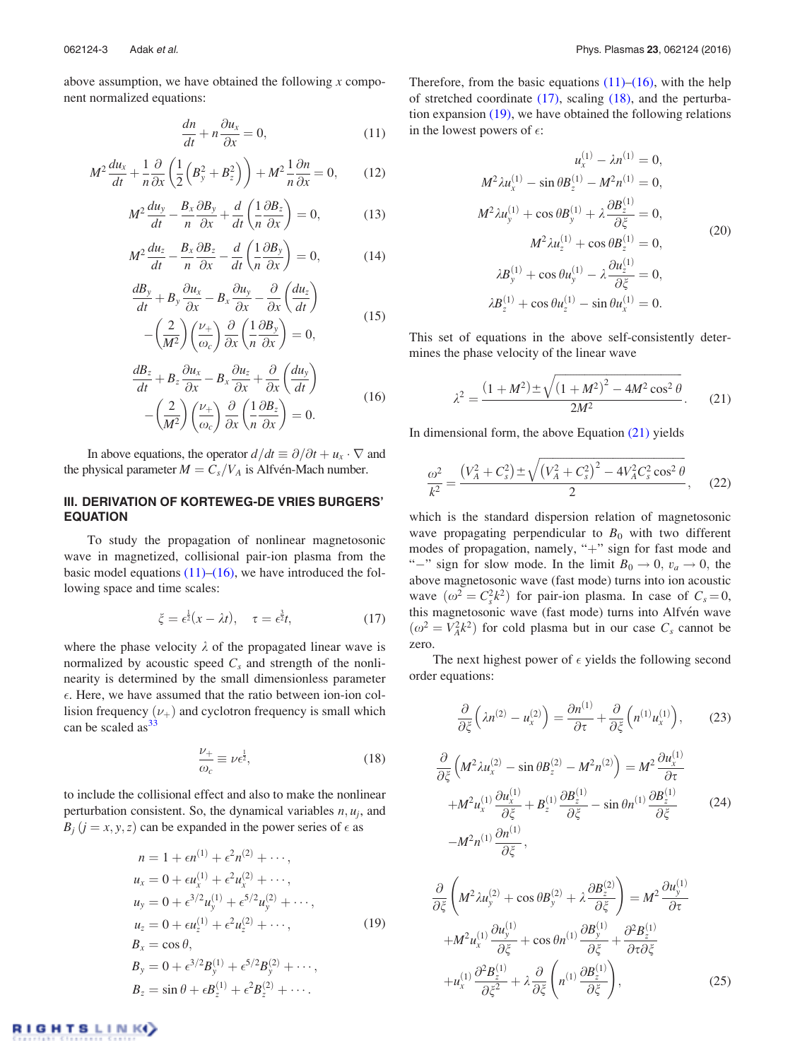above assumption, we have obtained the following $x$ component normalized equations:

$$\frac{dn}{dt}+n\frac{\partial u_x}{\partial x}=0, \tag{11}$$

$$M^2\frac{du_x}{dt}+\frac{1}{n}\frac{\partial}{\partial x}\left(\frac{1}{2}\left(B_y^2+B_z^2\right)\right)+M^2\frac{1}{n}\frac{\partial n}{\partial x}=0, \tag{12}$$

$$M^2\frac{du_y}{dt}-\frac{B_x}{n}\frac{\partial B_y}{\partial x}+\frac{d}{dt}\left(\frac{1}{n}\frac{\partial B_z}{\partial x}\right)=0, \tag{13}$$

$$M^2\frac{du_z}{dt}-\frac{B_x}{n}\frac{\partial B_z}{\partial x}-\frac{d}{dt}\left(\frac{1}{n}\frac{\partial B_y}{\partial x}\right)=0, \tag{14}$$

$$\frac{dB_y}{dt}+B_y\frac{\partial u_x}{\partial x}-B_x\frac{\partial u_y}{\partial x}-\frac{\partial}{\partial x}\left(\frac{du_z}{dt}\right)-\left(\frac{2}{M^2}\right)\left(\frac{\nu_+}{\omega_c}\right)\frac{\partial}{\partial x}\left(\frac{1}{n}\frac{\partial B_y}{\partial x}\right)=0, \tag{15}$$

$$\frac{dB_z}{dt}+B_z\frac{\partial u_x}{\partial x}-B_x\frac{\partial u_z}{\partial x}+\frac{\partial}{\partial x}\left(\frac{du_y}{dt}\right)-\left(\frac{2}{M^2}\right)\left(\frac{\nu_+}{\omega_c}\right)\frac{\partial}{\partial x}\left(\frac{1}{n}\frac{\partial B_z}{\partial x}\right)=0. \tag{16}$$

In above equations, the operator $d/dt \equiv \partial/\partial t + u_x \cdot \nabla$ and the physical parameter $M = C_s/V_A$ is Alfvén-Mach number.

## III. DERIVATION OF KORTEWEG-DE VRIES BURGERS' EQUATION

To study the propagation of nonlinear magnetosonic wave in magnetized, collisional pair-ion plasma from the basic model equations (11)–(16), we have introduced the following space and time scales:

$$\xi=\epsilon^{\frac{1}{2}}(x-\lambda t),\quad \tau=\epsilon^{\frac{3}{2}}t, \tag{17}$$

where the phase velocity $\lambda$ of the propagated linear wave is normalized by acoustic speed $C_s$ and strength of the nonlinearity is determined by the small dimensionless parameter $\epsilon$. Here, we have assumed that the ratio between ion-ion collision frequency $(\nu_+)$ and cyclotron frequency is small which can be scaled as[33]

$$\frac{\nu_+}{\omega_c}\equiv \nu\epsilon^{\frac{1}{2}}, \tag{18}$$

to include the collisional effect and also to make the nonlinear perturbation consistent. So, the dynamical variables $n, u_j$, and $B_j\,(j=x,y,z)$ can be expanded in the power series of $\epsilon$ as

$$\begin{aligned}
n&=1+\epsilon n^{(1)}+\epsilon^2 n^{(2)}+\cdots,\\
u_x&=0+\epsilon u_x^{(1)}+\epsilon^2 u_x^{(2)}+\cdots,\\
u_y&=0+\epsilon^{3/2}u_y^{(1)}+\epsilon^{5/2}u_y^{(2)}+\cdots,\\
u_z&=0+\epsilon u_z^{(1)}+\epsilon^2 u_z^{(2)}+\cdots,\\
B_x&=\cos\theta,\\
B_y&=0+\epsilon^{3/2}B_y^{(1)}+\epsilon^{5/2}B_y^{(2)}+\cdots,\\
B_z&=\sin\theta+\epsilon B_z^{(1)}+\epsilon^2 B_z^{(2)}+\cdots.
\end{aligned} \tag{19}$$

Therefore, from the basic equations (11)–(16), with the help of stretched coordinate (17), scaling (18), and the perturbation expansion (19), we have obtained the following relations in the lowest powers of $\epsilon$:

$$\begin{aligned}
u_x^{(1)}-\lambda n^{(1)}&=0,\\
M^2\lambda u_x^{(1)}-\sin\theta B_z^{(1)}-M^2 n^{(1)}&=0,\\
M^2\lambda u_y^{(1)}+\cos\theta B_y^{(1)}+\lambda\frac{\partial B_z^{(1)}}{\partial\xi}&=0,\\
M^2\lambda u_z^{(1)}+\cos\theta B_z^{(1)}&=0,\\
\lambda B_y^{(1)}+\cos\theta u_y^{(1)}-\lambda\frac{\partial u_z^{(1)}}{\partial\xi}&=0,\\
\lambda B_z^{(1)}+\cos\theta u_z^{(1)}-\sin\theta u_x^{(1)}&=0.
\end{aligned} \tag{20}$$

This set of equations in the above self-consistently determines the phase velocity of the linear wave

$$\lambda^2=\frac{(1+M^2)\pm\sqrt{(1+M^2)^2-4M^2\cos^2\theta}}{2M^2}. \tag{21}$$

In dimensional form, the above Equation (21) yields

$$\frac{\omega^2}{k^2}=\frac{\left(V_A^2+C_s^2\right)\pm\sqrt{\left(V_A^2+C_s^2\right)^2-4V_A^2C_s^2\cos^2\theta}}{2}, \tag{22}$$

which is the standard dispersion relation of magnetosonic wave propagating perpendicular to $B_0$ with two different modes of propagation, namely, "+" sign for fast mode and "−" sign for slow mode. In the limit $B_0\to 0$, $v_a\to 0$, the above magnetosonic wave (fast mode) turns into ion acoustic wave $(\omega^2=C_s^2k^2)$ for pair-ion plasma. In case of $C_s=0$, this magnetosonic wave (fast mode) turns into Alfvén wave $(\omega^2=V_A^2k^2)$ for cold plasma but in our case $C_s$ cannot be zero.

The next highest power of $\epsilon$ yields the following second order equations:

$$\frac{\partial}{\partial\xi}\left(\lambda n^{(2)}-u_x^{(2)}\right)=\frac{\partial n^{(1)}}{\partial\tau}+\frac{\partial}{\partial\xi}\left(n^{(1)}u_x^{(1)}\right), \tag{23}$$

$$\begin{aligned}
\frac{\partial}{\partial\xi}\left(M^2\lambda u_x^{(2)}-\sin\theta B_z^{(2)}-M^2n^{(2)}\right)&=M^2\frac{\partial u_x^{(1)}}{\partial\tau}\\
&+M^2u_x^{(1)}\frac{\partial u_x^{(1)}}{\partial\xi}+B_z^{(1)}\frac{\partial B_z^{(1)}}{\partial\xi}-\sin\theta n^{(1)}\frac{\partial B_z^{(1)}}{\partial\xi}\\
&-M^2n^{(1)}\frac{\partial n^{(1)}}{\partial\xi},
\end{aligned} \tag{24}$$

$$\begin{aligned}
\frac{\partial}{\partial\xi}\left(M^2\lambda u_y^{(2)}+\cos\theta B_y^{(2)}+\lambda\frac{\partial B_z^{(2)}}{\partial\xi}\right)&=M^2\frac{\partial u_y^{(1)}}{\partial\tau}\\
&+M^2u_x^{(1)}\frac{\partial u_y^{(1)}}{\partial\xi}+\cos\theta n^{(1)}\frac{\partial B_y^{(1)}}{\partial\xi}+\frac{\partial^2 B_z^{(1)}}{\partial\tau\partial\xi}\\
&+u_x^{(1)}\frac{\partial^2 B_z^{(1)}}{\partial\xi^2}+\lambda\frac{\partial}{\partial\xi}\left(n^{(1)}\frac{\partial B_z^{(1)}}{\partial\xi}\right),
\end{aligned} \tag{25}$$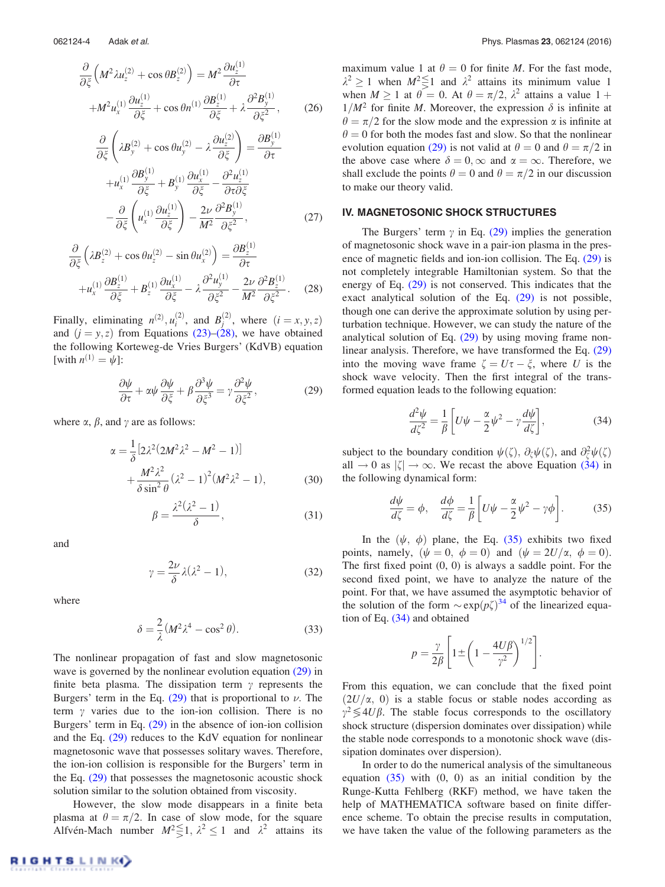$$\frac{\partial}{\partial \xi}\left(M^2 \lambda u_z^{(2)} + \cos\theta B_z^{(2)}\right) = M^2 \frac{\partial u_z^{(1)}}{\partial \tau}$$

$$+ M^2 u_x^{(1)} \frac{\partial u_z^{(1)}}{\partial \xi} + \cos\theta n^{(1)} \frac{\partial B_z^{(1)}}{\partial \xi} + \lambda \frac{\partial^2 B_y^{(1)}}{\partial \xi^2}, \qquad (26)$$

$$\frac{\partial}{\partial \xi}\left(\lambda B_y^{(2)} + \cos\theta u_y^{(2)} - \lambda \frac{\partial u_z^{(2)}}{\partial \xi}\right) = \frac{\partial B_y^{(1)}}{\partial \tau}$$

$$+ u_x^{(1)} \frac{\partial B_y^{(1)}}{\partial \xi} + B_y^{(1)} \frac{\partial u_x^{(1)}}{\partial \xi} - \frac{\partial^2 u_z^{(1)}}{\partial \tau \partial \xi}$$

$$- \frac{\partial}{\partial \xi}\left(u_x^{(1)} \frac{\partial u_z^{(1)}}{\partial \xi}\right) - \frac{2\nu}{M^2} \frac{\partial^2 B_y^{(1)}}{\partial \xi^2}, \qquad (27)$$

$$\frac{\partial}{\partial \xi}\left(\lambda B_z^{(2)} + \cos\theta u_z^{(2)} - \sin\theta u_x^{(2)}\right) = \frac{\partial B_z^{(1)}}{\partial \tau}$$

$$+ u_x^{(1)} \frac{\partial B_z^{(1)}}{\partial \xi} + B_z^{(1)} \frac{\partial u_x^{(1)}}{\partial \xi} - \lambda \frac{\partial^2 u_y^{(1)}}{\partial \xi^2} - \frac{2\nu}{M^2} \frac{\partial^2 B_z^{(1)}}{\partial \xi^2}. \qquad (28)$$

Finally, eliminating $n^{(2)}, u_i^{(2)}$, and $B_j^{(2)}$, where $(i = x, y, z)$ and $(j = y, z)$ from Equations (23)–(28), we have obtained the following Korteweg-de Vries Burgers' (KdVB) equation [with $n^{(1)} = \psi$]:

$$\frac{\partial \psi}{\partial \tau} + \alpha \psi \frac{\partial \psi}{\partial \xi} + \beta \frac{\partial^3 \psi}{\partial \xi^3} = \gamma \frac{\partial^2 \psi}{\partial \xi^2}, \qquad (29)$$

where $\alpha$, $\beta$, and $\gamma$ are as follows:

$$\alpha = \frac{1}{\delta}\left[2\lambda^2(2M^2\lambda^2 - M^2 - 1)\right] + \frac{M^2\lambda^2}{\delta \sin^2\theta}(\lambda^2 - 1)^2(M^2\lambda^2 - 1), \qquad (30)$$

$$\beta = \frac{\lambda^2(\lambda^2 - 1)}{\delta}, \qquad (31)$$

and

$$\gamma = \frac{2\nu}{\delta}\lambda(\lambda^2 - 1), \qquad (32)$$

where

$$\delta = \frac{2}{\lambda}(M^2\lambda^4 - \cos^2\theta). \qquad (33)$$

The nonlinear propagation of fast and slow magnetosonic wave is governed by the nonlinear evolution equation (29) in finite beta plasma. The dissipation term $\gamma$ represents the Burgers' term in the Eq. (29) that is proportional to $\nu$. The term $\gamma$ varies due to the ion-ion collision. There is no Burgers' term in Eq. (29) in the absence of ion-ion collision and the Eq. (29) reduces to the KdV equation for nonlinear magnetosonic wave that possesses solitary waves. Therefore, the ion-ion collision is responsible for the Burgers' term in the Eq. (29) that possesses the magnetosonic acoustic shock solution similar to the solution obtained from viscosity.

However, the slow mode disappears in a finite beta plasma at $\theta = \pi/2$. In case of slow mode, for the square Alfvén-Mach number $M^2 \lesseqgtr 1$, $\lambda^2 \leq 1$ and $\lambda^2$ attains its maximum value 1 at $\theta = 0$ for finite $M$. For the fast mode, $\lambda^2 \geq 1$ when $M^2 \lesseqgtr 1$ and $\lambda^2$ attains its minimum value 1 when $M \geq 1$ at $\theta = 0$. At $\theta = \pi/2$, $\lambda^2$ attains a value $1 + 1/M^2$ for finite $M$. Moreover, the expression $\delta$ is infinite at $\theta = \pi/2$ for the slow mode and the expression $\alpha$ is infinite at $\theta = 0$ for both the modes fast and slow. So that the nonlinear evolution equation (29) is not valid at $\theta = 0$ and $\theta = \pi/2$ in the above case where $\delta = 0, \infty$ and $\alpha = \infty$. Therefore, we shall exclude the points $\theta = 0$ and $\theta = \pi/2$ in our discussion to make our theory valid.

## IV. MAGNETOSONIC SHOCK STRUCTURES

The Burgers' term $\gamma$ in Eq. (29) implies the generation of magnetosonic shock wave in a pair-ion plasma in the presence of magnetic fields and ion-ion collision. The Eq. (29) is not completely integrable Hamiltonian system. So that the energy of Eq. (29) is not conserved. This indicates that the exact analytical solution of the Eq. (29) is not possible, though one can derive the approximate solution by using perturbation technique. However, we can study the nature of the analytical solution of Eq. (29) by using moving frame nonlinear analysis. Therefore, we have transformed the Eq. (29) into the moving wave frame $\zeta = U\tau - \xi$, where $U$ is the shock wave velocity. Then the first integral of the transformed equation leads to the following equation:

$$\frac{d^2\psi}{d\zeta^2} = \frac{1}{\beta}\left[U\psi - \frac{\alpha}{2}\psi^2 - \gamma \frac{d\psi}{d\zeta}\right], \qquad (34)$$

subject to the boundary condition $\psi(\zeta)$, $\partial_\zeta \psi(\zeta)$, and $\partial_\zeta^2 \psi(\zeta)$ all $\rightarrow 0$ as $|\zeta| \rightarrow \infty$. We recast the above Equation (34) in the following dynamical form:

$$\frac{d\psi}{d\zeta} = \phi, \quad \frac{d\phi}{d\zeta} = \frac{1}{\beta}\left[U\psi - \frac{\alpha}{2}\psi^2 - \gamma\phi\right]. \qquad (35)$$

In the $(\psi, \phi)$ plane, the Eq. (35) exhibits two fixed points, namely, $(\psi = 0, \phi = 0)$ and $(\psi = 2U/\alpha, \phi = 0)$. The first fixed point $(0, 0)$ is always a saddle point. For the second fixed point, we have to analyze the nature of the point. For that, we have assumed the asymptotic behavior of the solution of the form $\sim \exp(p\zeta)$[34] of the linearized equation of Eq. (34) and obtained

$$p = \frac{\gamma}{2\beta}\left[1 \pm \left(1 - \frac{4U\beta}{\gamma^2}\right)^{1/2}\right].$$

From this equation, we can conclude that the fixed point $(2U/\alpha, 0)$ is a stable focus or stable nodes according as $\gamma^2 \lesseqgtr 4U\beta$. The stable focus corresponds to the oscillatory shock structure (dispersion dominates over dissipation) while the stable node corresponds to a monotonic shock wave (dissipation dominates over dispersion).

In order to do the numerical analysis of the simultaneous equation (35) with $(0, 0)$ as an initial condition by the Runge-Kutta Fehlberg (RKF) method, we have taken the help of MATHEMATICA software based on finite difference scheme. To obtain the precise results in computation, we have taken the value of the following parameters as the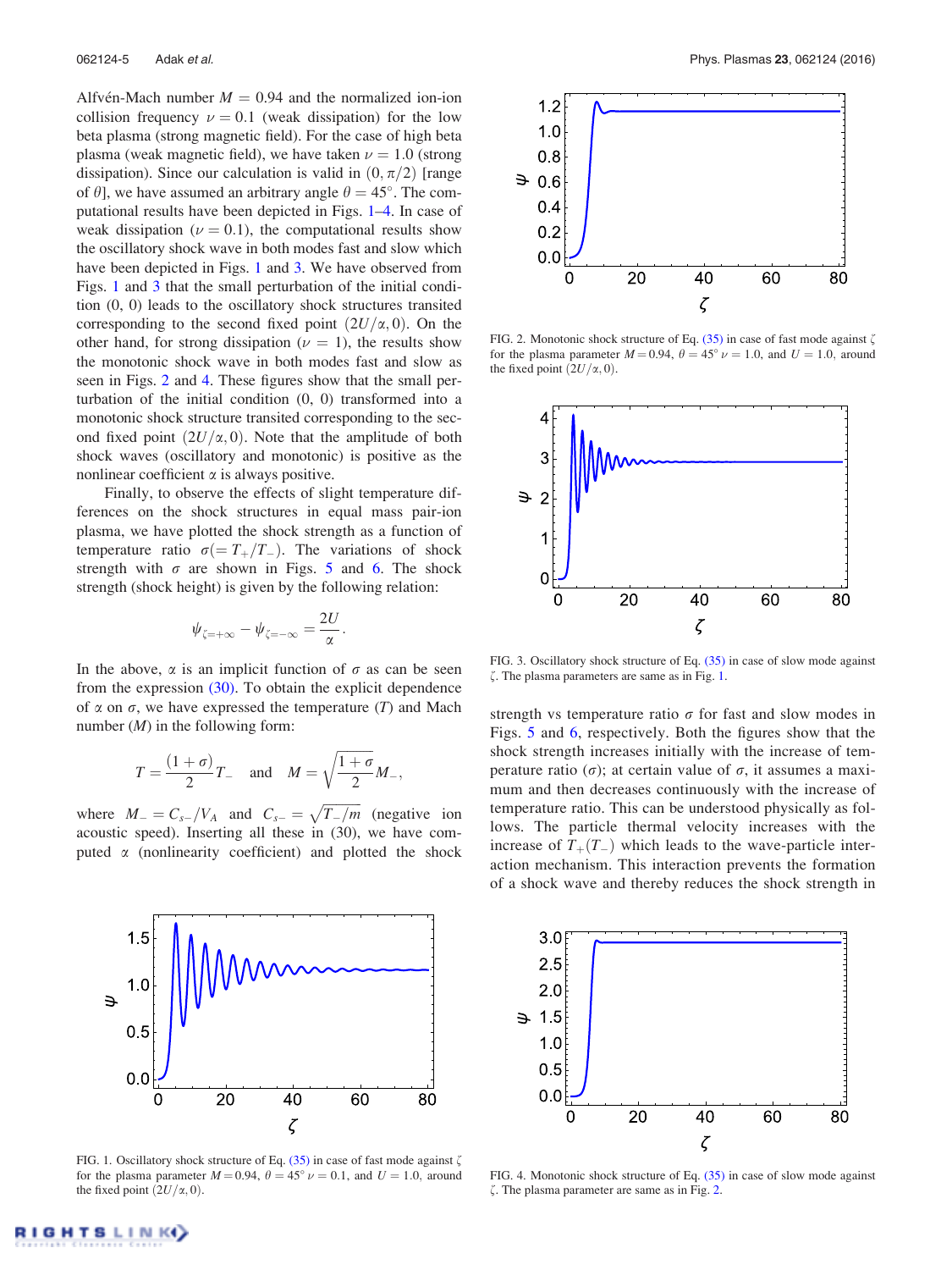Alfvén-Mach number $M = 0.94$ and the normalized ion-ion collision frequency $\nu = 0.1$ (weak dissipation) for the low beta plasma (strong magnetic field). For the case of high beta plasma (weak magnetic field), we have taken $\nu = 1.0$ (strong dissipation). Since our calculation is valid in $(0, \pi/2)$ [range of $\theta$], we have assumed an arbitrary angle $\theta = 45°$. The computational results have been depicted in Figs. 1–4. In case of weak dissipation ($\nu = 0.1$), the computational results show the oscillatory shock wave in both modes fast and slow which have been depicted in Figs. 1 and 3. We have observed from Figs. 1 and 3 that the small perturbation of the initial condition (0, 0) leads to the oscillatory shock structures transited corresponding to the second fixed point $(2U/\alpha, 0)$. On the other hand, for strong dissipation ($\nu = 1$), the results show the monotonic shock wave in both modes fast and slow as seen in Figs. 2 and 4. These figures show that the small perturbation of the initial condition (0, 0) transformed into a monotonic shock structure transited corresponding to the second fixed point $(2U/\alpha, 0)$. Note that the amplitude of both shock waves (oscillatory and monotonic) is positive as the nonlinear coefficient $\alpha$ is always positive.

Finally, to observe the effects of slight temperature differences on the shock structures in equal mass pair-ion plasma, we have plotted the shock strength as a function of temperature ratio $\sigma(= T_+/T_-)$. The variations of shock strength with $\sigma$ are shown in Figs. 5 and 6. The shock strength (shock height) is given by the following relation:

$$\psi_{\zeta=+\infty} - \psi_{\zeta=-\infty} = \frac{2U}{\alpha}.$$

In the above, $\alpha$ is an implicit function of $\sigma$ as can be seen from the expression (30). To obtain the explicit dependence of $\alpha$ on $\sigma$, we have expressed the temperature ($T$) and Mach number ($M$) in the following form:

$$T = \frac{(1+\sigma)}{2}T_- \quad \text{and} \quad M = \sqrt{\frac{1+\sigma}{2}}M_-,$$

where $M_- = C_{s-}/V_A$ and $C_{s-} = \sqrt{T_-/m}$ (negative ion acoustic speed). Inserting all these in (30), we have computed $\alpha$ (nonlinearity coefficient) and plotted the shock strength vs temperature ratio $\sigma$ for fast and slow modes in Figs. 5 and 6, respectively. Both the figures show that the shock strength increases initially with the increase of temperature ratio ($\sigma$); at certain value of $\sigma$, it assumes a maximum and then decreases continuously with the increase of temperature ratio. This can be understood physically as follows. The particle thermal velocity increases with the increase of $T_+(T_-)$ which leads to the wave-particle interaction mechanism. This interaction prevents the formation of a shock wave and thereby reduces the shock strength in

FIG. 1. Oscillatory shock structure of Eq. (35) in case of fast mode against $\zeta$ for the plasma parameter $M = 0.94$, $\theta = 45°$ $\nu = 0.1$, and $U = 1.0$, around the fixed point $(2U/\alpha, 0)$.

FIG. 2. Monotonic shock structure of Eq. (35) in case of fast mode against $\zeta$ for the plasma parameter $M = 0.94$, $\theta = 45°$ $\nu = 1.0$, and $U = 1.0$, around the fixed point $(2U/\alpha, 0)$.

FIG. 3. Oscillatory shock structure of Eq. (35) in case of slow mode against $\zeta$. The plasma parameters are same as in Fig. 1.

FIG. 4. Monotonic shock structure of Eq. (35) in case of slow mode against $\zeta$. The plasma parameter are same as in Fig. 2.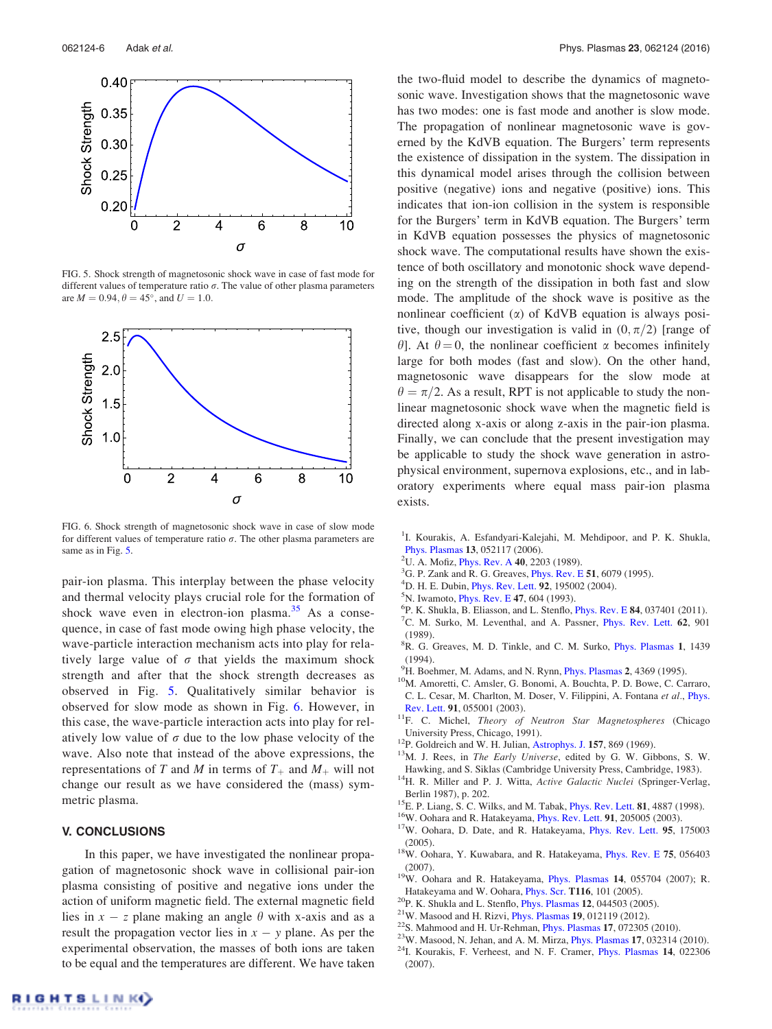FIG. 5. Shock strength of magnetosonic shock wave in case of fast mode for different values of temperature ratio $\sigma$. The value of other plasma parameters are $M = 0.94$, $\theta = 45°$, and $U = 1.0$.

FIG. 6. Shock strength of magnetosonic shock wave in case of slow mode for different values of temperature ratio $\sigma$. The other plasma parameters are same as in Fig. 5.

pair-ion plasma. This interplay between the phase velocity and thermal velocity plays crucial role for the formation of shock wave even in electron-ion plasma.[35] As a consequence, in case of fast mode owing high phase velocity, the wave-particle interaction mechanism acts into play for relatively large value of $\sigma$ that yields the maximum shock strength and after that the shock strength decreases as observed in Fig. 5. Qualitatively similar behavior is observed for slow mode as shown in Fig. 6. However, in this case, the wave-particle interaction acts into play for relatively low value of $\sigma$ due to the low phase velocity of the wave. Also note that instead of the above expressions, the representations of $T$ and $M$ in terms of $T_+$ and $M_+$ will not change our result as we have considered the (mass) symmetric plasma.

## V. CONCLUSIONS

In this paper, we have investigated the nonlinear propagation of magnetosonic shock wave in collisional pair-ion plasma consisting of positive and negative ions under the action of uniform magnetic field. The external magnetic field lies in $x - z$ plane making an angle $\theta$ with x-axis and as a result the propagation vector lies in $x - y$ plane. As per the experimental observation, the masses of both ions are taken to be equal and the temperatures are different. We have taken the two-fluid model to describe the dynamics of magnetosonic wave. Investigation shows that the magnetosonic wave has two modes: one is fast mode and another is slow mode. The propagation of nonlinear magnetosonic wave is governed by the KdVB equation. The Burgers' term represents the existence of dissipation in the system. The dissipation in this dynamical model arises through the collision between positive (negative) ions and negative (positive) ions. This indicates that ion-ion collision in the system is responsible for the Burgers' term in KdVB equation. The Burgers' term in KdVB equation possesses the physics of magnetosonic shock wave. The computational results have shown the existence of both oscillatory and monotonic shock wave depending on the strength of the dissipation in both fast and slow mode. The amplitude of the shock wave is positive as the nonlinear coefficient ($\alpha$) of KdVB equation is always positive, though our investigation is valid in $(0, \pi/2)$ [range of $\theta$]. At $\theta = 0$, the nonlinear coefficient $\alpha$ becomes infinitely large for both modes (fast and slow). On the other hand, magnetosonic wave disappears for the slow mode at $\theta = \pi/2$. As a result, RPT is not applicable to study the nonlinear magnetosonic shock wave when the magnetic field is directed along x-axis or along z-axis in the pair-ion plasma. Finally, we can conclude that the present investigation may be applicable to study the shock wave generation in astrophysical environment, supernova explosions, etc., and in laboratory experiments where equal mass pair-ion plasma exists.

[1] I. Kourakis, A. Esfandyari-Kalejahi, M. Mehdipoor, and P. K. Shukla, Phys. Plasmas 13, 052117 (2006).
[2] U. A. Mofiz, Phys. Rev. A 40, 2203 (1989).
[3] G. P. Zank and R. G. Greaves, Phys. Rev. E 51, 6079 (1995).
[4] D. H. E. Dubin, Phys. Rev. Lett. 92, 195002 (2004).
[5] N. Iwamoto, Phys. Rev. E 47, 604 (1993).
[6] P. K. Shukla, B. Eliasson, and L. Stenflo, Phys. Rev. E 84, 037401 (2011).
[7] C. M. Surko, M. Leventhal, and A. Passner, Phys. Rev. Lett. 62, 901 (1989).
[8] R. G. Greaves, M. D. Tinkle, and C. M. Surko, Phys. Plasmas 1, 1439 (1994).
[9] H. Boehmer, M. Adams, and N. Rynn, Phys. Plasmas 2, 4369 (1995).
[10] M. Amoretti, C. Amsler, G. Bonomi, A. Bouchta, P. D. Bowe, C. Carraro, C. L. Cesar, M. Charlton, M. Doser, V. Filippini, A. Fontana *et al.*, Phys. Rev. Lett. 91, 055001 (2003).
[11] F. C. Michel, *Theory of Neutron Star Magnetospheres* (Chicago University Press, Chicago, 1991).
[12] P. Goldreich and W. H. Julian, Astrophys. J. 157, 869 (1969).
[13] M. J. Rees, in *The Early Universe*, edited by G. W. Gibbons, S. W. Hawking, and S. Siklas (Cambridge University Press, Cambridge, 1983).
[14] H. R. Miller and P. J. Witta, *Active Galactic Nuclei* (Springer-Verlag, Berlin 1987), p. 202.
[15] E. P. Liang, S. C. Wilks, and M. Tabak, Phys. Rev. Lett. 81, 4887 (1998).
[16] W. Oohara and R. Hatakeyama, Phys. Rev. Lett. 91, 205005 (2003).
[17] W. Oohara, D. Date, and R. Hatakeyama, Phys. Rev. Lett. 95, 175003 (2005).
[18] W. Oohara, Y. Kuwabara, and R. Hatakeyama, Phys. Rev. E 75, 056403 (2007).
[19] W. Oohara and R. Hatakeyama, Phys. Plasmas 14, 055704 (2007); R. Hatakeyama and W. Oohara, Phys. Scr. T116, 101 (2005).
[20] P. K. Shukla and L. Stenflo, Phys. Plasmas 12, 044503 (2005).
[21] W. Masood and H. Rizvi, Phys. Plasmas 19, 012119 (2012).
[22] S. Mahmood and H. Ur-Rehman, Phys. Plasmas 17, 072305 (2010).
[23] W. Masood, N. Jehan, and A. M. Mirza, Phys. Plasmas 17, 032314 (2010).
[24] I. Kourakis, F. Verheest, and N. F. Cramer, Phys. Plasmas 14, 022306 (2007).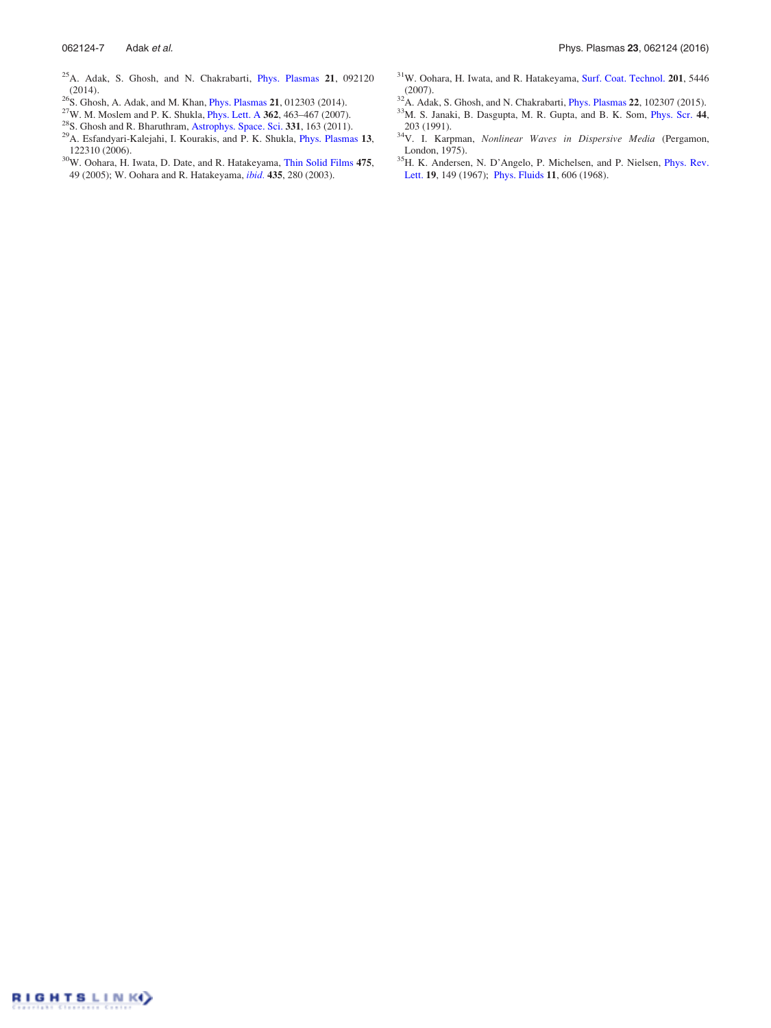[25] A. Adak, S. Ghosh, and N. Chakrabarti, Phys. Plasmas **21**, 092120 (2014).

[26] S. Ghosh, A. Adak, and M. Khan, Phys. Plasmas **21**, 012303 (2014).

[27] W. M. Moslem and P. K. Shukla, Phys. Lett. A **362**, 463–467 (2007).

[28] S. Ghosh and R. Bharuthram, Astrophys. Space. Sci. **331**, 163 (2011).

[29] A. Esfandyari-Kalejahi, I. Kourakis, and P. K. Shukla, Phys. Plasmas **13**, 122310 (2006).

[30] W. Oohara, H. Iwata, D. Date, and R. Hatakeyama, Thin Solid Films **475**, 49 (2005); W. Oohara and R. Hatakeyama, *ibid.* **435**, 280 (2003).

[31] W. Oohara, H. Iwata, and R. Hatakeyama, Surf. Coat. Technol. **201**, 5446 (2007).

[32] A. Adak, S. Ghosh, and N. Chakrabarti, Phys. Plasmas **22**, 102307 (2015).

[33] M. S. Janaki, B. Dasgupta, M. R. Gupta, and B. K. Som, Phys. Scr. **44**, 203 (1991).

[34] V. I. Karpman, *Nonlinear Waves in Dispersive Media* (Pergamon, London, 1975).

[35] H. K. Andersen, N. D'Angelo, P. Michelsen, and P. Nielsen, Phys. Rev. Lett. **19**, 149 (1967); Phys. Fluids **11**, 606 (1968).